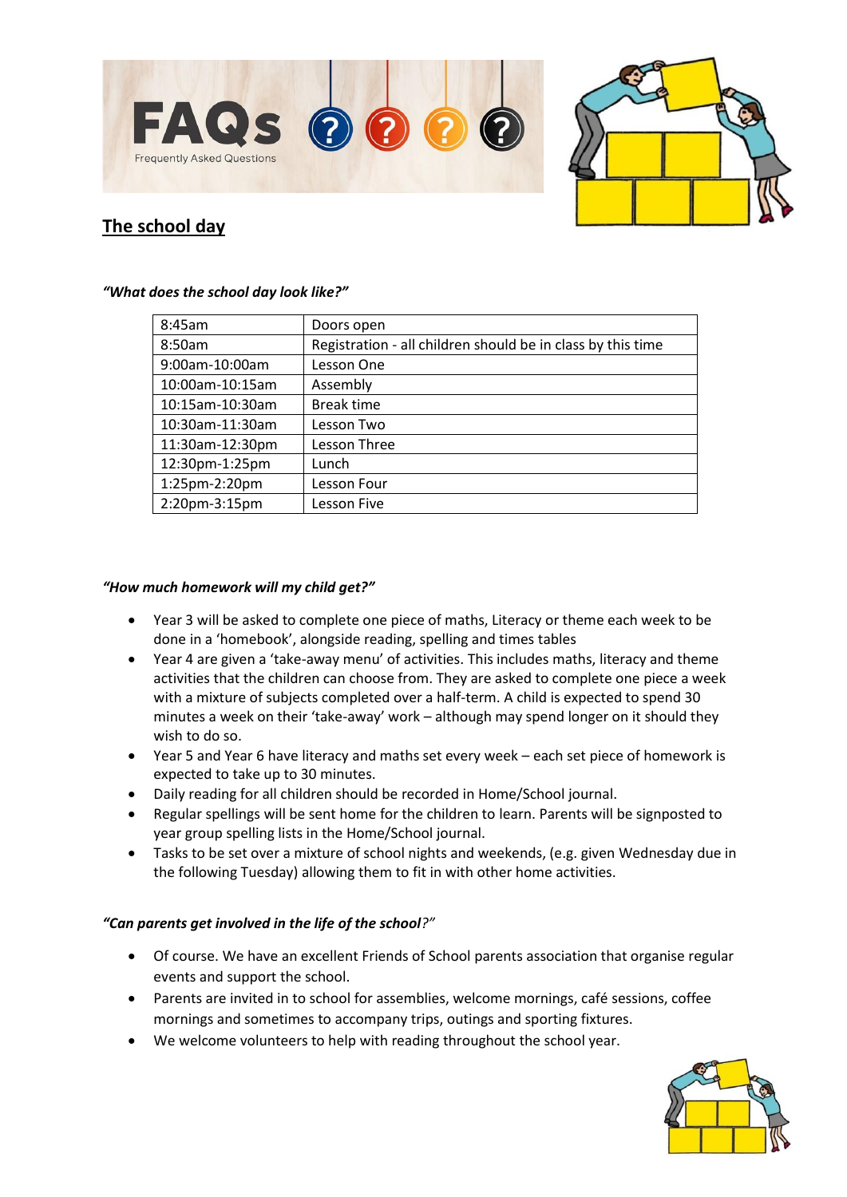# FAQs

Frequently Asked Questions

## The school day

***"What does the school day look like?"***

| 8:45am | Doors open |
|---|---|
| 8:50am | Registration - all children should be in class by this time |
| 9:00am-10:00am | Lesson One |
| 10:00am-10:15am | Assembly |
| 10:15am-10:30am | Break time |
| 10:30am-11:30am | Lesson Two |
| 11:30am-12:30pm | Lesson Three |
| 12:30pm-1:25pm | Lunch |
| 1:25pm-2:20pm | Lesson Four |
| 2:20pm-3:15pm | Lesson Five |

***"How much homework will my child get?"***

- Year 3 will be asked to complete one piece of maths, Literacy or theme each week to be done in a 'homebook', alongside reading, spelling and times tables
- Year 4 are given a 'take-away menu' of activities. This includes maths, literacy and theme activities that the children can choose from. They are asked to complete one piece a week with a mixture of subjects completed over a half-term. A child is expected to spend 30 minutes a week on their 'take-away' work – although may spend longer on it should they wish to do so.
- Year 5 and Year 6 have literacy and maths set every week – each set piece of homework is expected to take up to 30 minutes.
- Daily reading for all children should be recorded in Home/School journal.
- Regular spellings will be sent home for the children to learn. Parents will be signposted to year group spelling lists in the Home/School journal.
- Tasks to be set over a mixture of school nights and weekends, (e.g. given Wednesday due in the following Tuesday) allowing them to fit in with other home activities.

***"Can parents get involved in the life of the school?"***

- Of course. We have an excellent Friends of School parents association that organise regular events and support the school.
- Parents are invited in to school for assemblies, welcome mornings, café sessions, coffee mornings and sometimes to accompany trips, outings and sporting fixtures.
- We welcome volunteers to help with reading throughout the school year.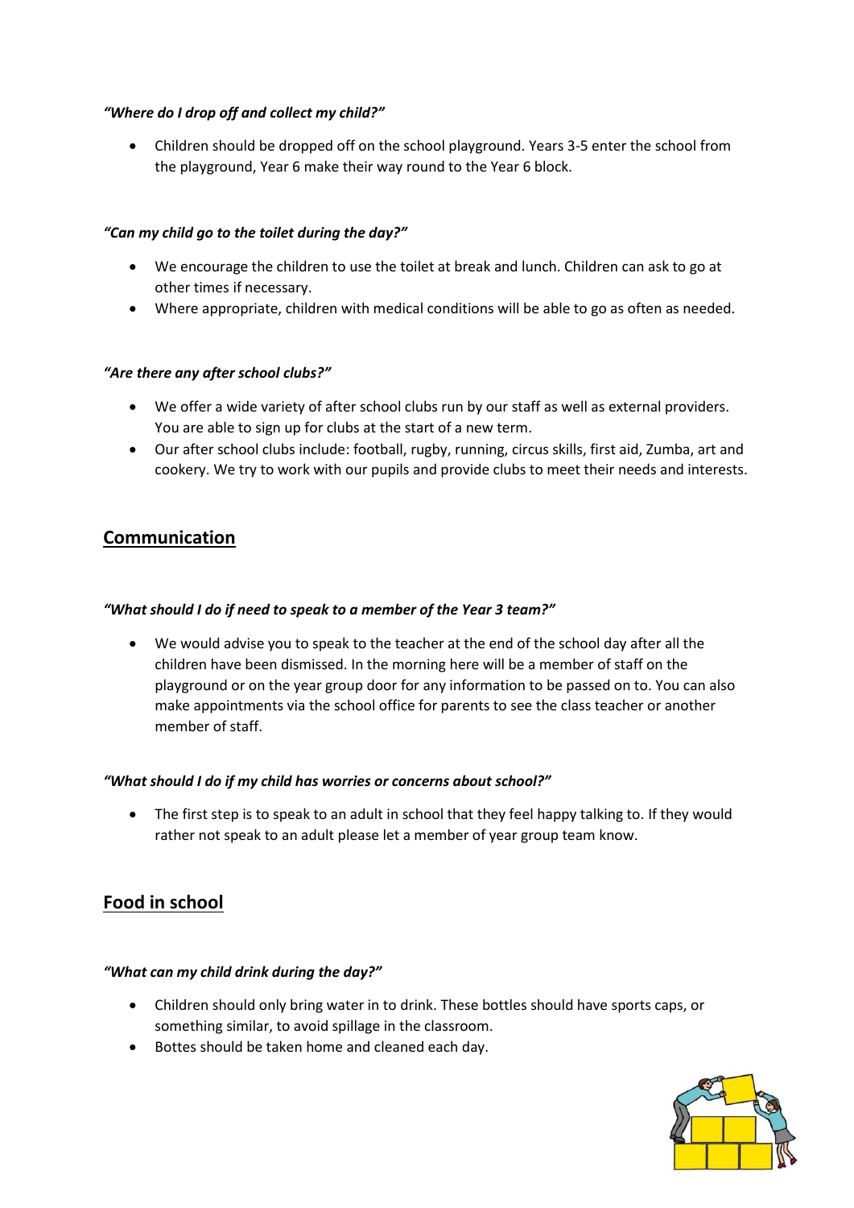***"Where do I drop off and collect my child?"***

- Children should be dropped off on the school playground. Years 3-5 enter the school from the playground, Year 6 make their way round to the Year 6 block.

***"Can my child go to the toilet during the day?"***

- We encourage the children to use the toilet at break and lunch. Children can ask to go at other times if necessary.
- Where appropriate, children with medical conditions will be able to go as often as needed.

***"Are there any after school clubs?"***

- We offer a wide variety of after school clubs run by our staff as well as external providers. You are able to sign up for clubs at the start of a new term.
- Our after school clubs include: football, rugby, running, circus skills, first aid, Zumba, art and cookery. We try to work with our pupils and provide clubs to meet their needs and interests.

## Communication

***"What should I do if need to speak to a member of the Year 3 team?"***

- We would advise you to speak to the teacher at the end of the school day after all the children have been dismissed. In the morning here will be a member of staff on the playground or on the year group door for any information to be passed on to. You can also make appointments via the school office for parents to see the class teacher or another member of staff.

***"What should I do if my child has worries or concerns about school?"***

- The first step is to speak to an adult in school that they feel happy talking to. If they would rather not speak to an adult please let a member of year group team know.

## Food in school

***"What can my child drink during the day?"***

- Children should only bring water in to drink. These bottles should have sports caps, or something similar, to avoid spillage in the classroom.
- Bottes should be taken home and cleaned each day.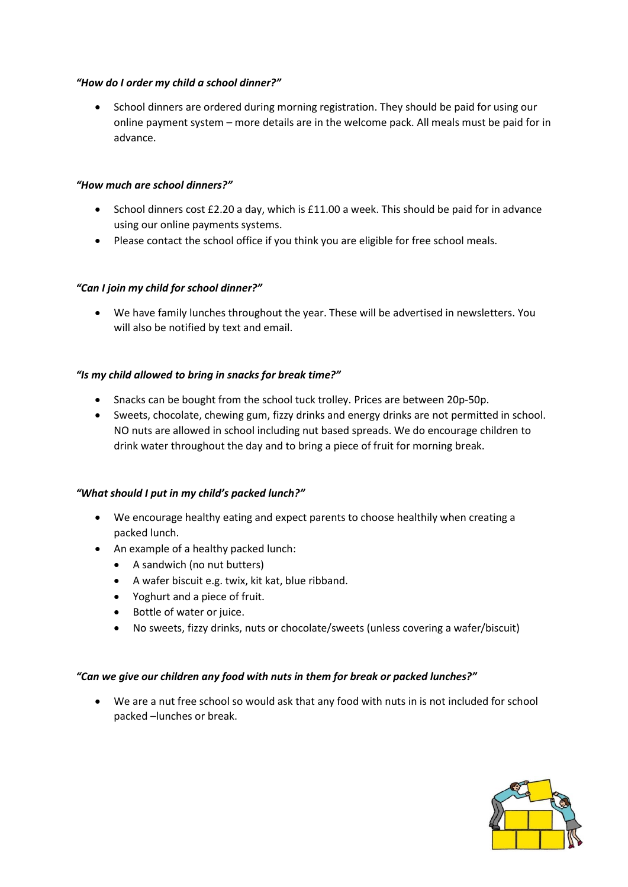***"How do I order my child a school dinner?"***

- School dinners are ordered during morning registration. They should be paid for using our online payment system – more details are in the welcome pack. All meals must be paid for in advance.

***"How much are school dinners?"***

- School dinners cost £2.20 a day, which is £11.00 a week. This should be paid for in advance using our online payments systems.
- Please contact the school office if you think you are eligible for free school meals.

***"Can I join my child for school dinner?"***

- We have family lunches throughout the year. These will be advertised in newsletters. You will also be notified by text and email.

***"Is my child allowed to bring in snacks for break time?"***

- Snacks can be bought from the school tuck trolley. Prices are between 20p-50p.
- Sweets, chocolate, chewing gum, fizzy drinks and energy drinks are not permitted in school. NO nuts are allowed in school including nut based spreads. We do encourage children to drink water throughout the day and to bring a piece of fruit for morning break.

***"What should I put in my child's packed lunch?"***

- We encourage healthy eating and expect parents to choose healthily when creating a packed lunch.
- An example of a healthy packed lunch:
  - A sandwich (no nut butters)
  - A wafer biscuit e.g. twix, kit kat, blue ribband.
  - Yoghurt and a piece of fruit.
  - Bottle of water or juice.
  - No sweets, fizzy drinks, nuts or chocolate/sweets (unless covering a wafer/biscuit)

***"Can we give our children any food with nuts in them for break or packed lunches?"***

- We are a nut free school so would ask that any food with nuts in is not included for school packed –lunches or break.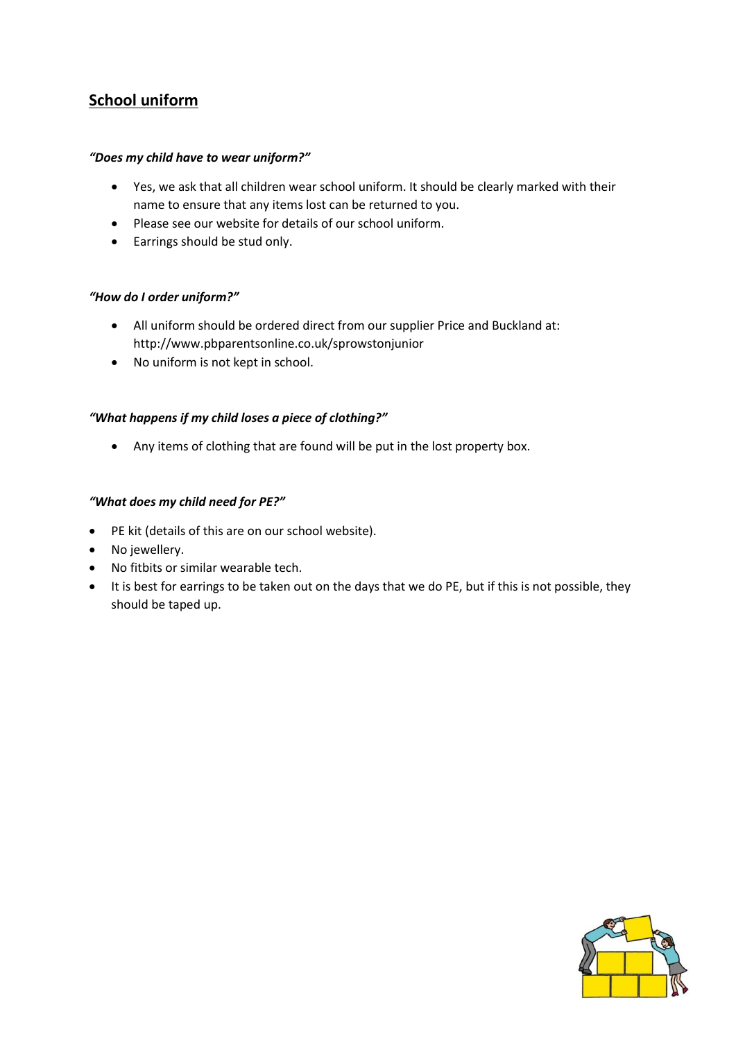## School uniform

***"Does my child have to wear uniform?"***

- Yes, we ask that all children wear school uniform. It should be clearly marked with their name to ensure that any items lost can be returned to you.
- Please see our website for details of our school uniform.
- Earrings should be stud only.

***"How do I order uniform?"***

- All uniform should be ordered direct from our supplier Price and Buckland at: http://www.pbparentsonline.co.uk/sprowstonjunior
- No uniform is not kept in school.

***"What happens if my child loses a piece of clothing?"***

- Any items of clothing that are found will be put in the lost property box.

***"What does my child need for PE?"***

- PE kit (details of this are on our school website).
- No jewellery.
- No fitbits or similar wearable tech.
- It is best for earrings to be taken out on the days that we do PE, but if this is not possible, they should be taped up.